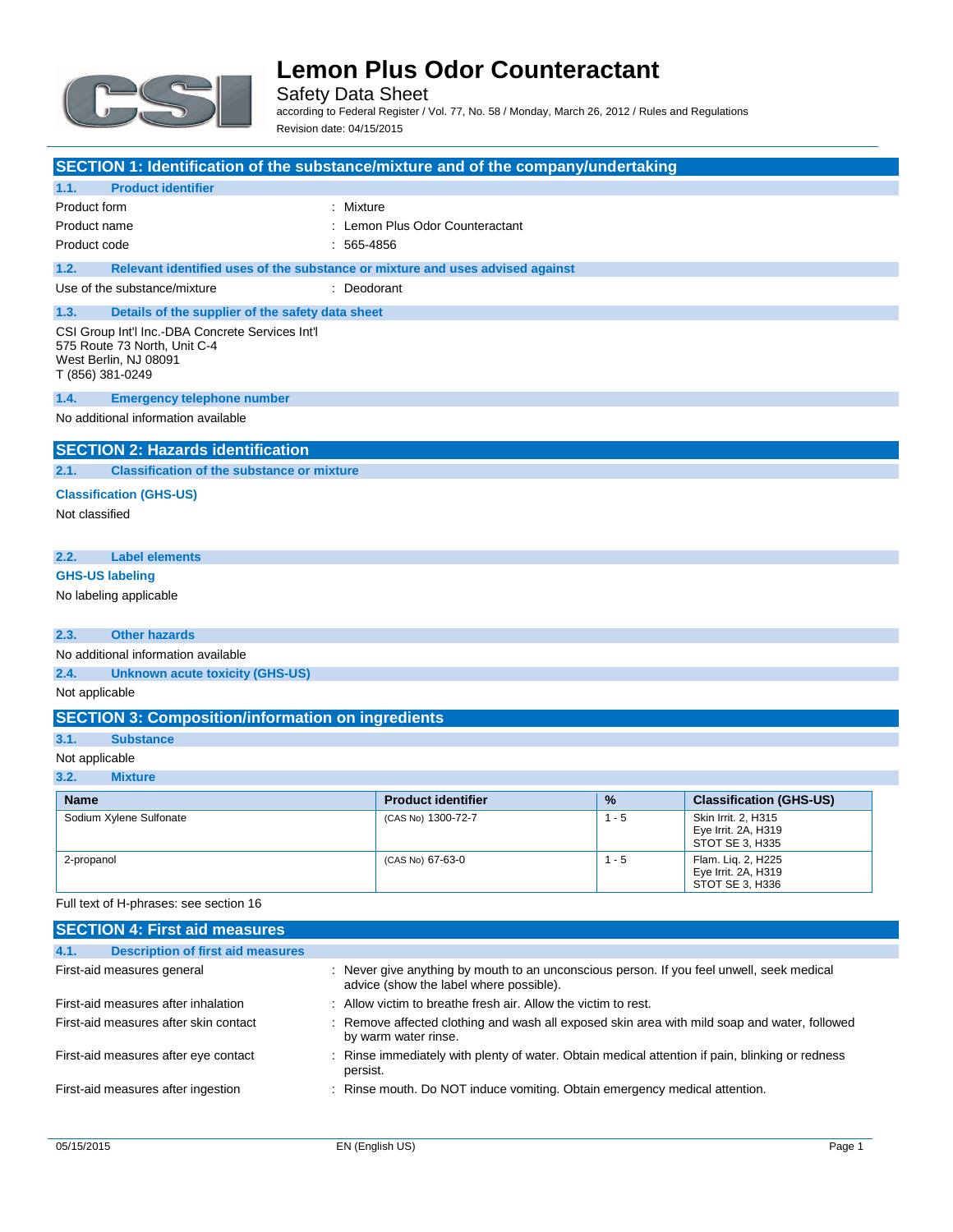# Lemon Plus Odor Counteractant

Safety Data Sheet

according to Federal Register / Vol. 77, No. 58 / Monday, March 26, 2012 / Rules and Regulations

Revision date: 04/15/2015

## SECTION 1: Identification of the substance/mixture and of the company/undertaking

### 1.1. Product identifier

Product form : Mixture

Product name : Lemon Plus Odor Counteractant

Product code : 565-4856

### 1.2. Relevant identified uses of the substance or mixture and uses advised against

Use of the substance/mixture : Deodorant

### 1.3. Details of the supplier of the safety data sheet

CSI Group Int'l Inc.-DBA Concrete Services Int'l
575 Route 73 North, Unit C-4
West Berlin, NJ 08091
T (856) 381-0249

### 1.4. Emergency telephone number

No additional information available

## SECTION 2: Hazards identification

### 2.1. Classification of the substance or mixture

**Classification (GHS-US)**

Not classified

### 2.2. Label elements

**GHS-US labeling**

No labeling applicable

### 2.3. Other hazards

No additional information available

### 2.4. Unknown acute toxicity (GHS-US)

Not applicable

## SECTION 3: Composition/information on ingredients

### 3.1. Substance

Not applicable

### 3.2. Mixture

| Name | Product identifier | % | Classification (GHS-US) |
|---|---|---|---|
| Sodium Xylene Sulfonate | (CAS No) 1300-72-7 | 1 - 5 | Skin Irrit. 2, H315<br>Eye Irrit. 2A, H319<br>STOT SE 3, H335 |
| 2-propanol | (CAS No) 67-63-0 | 1 - 5 | Flam. Liq. 2, H225<br>Eye Irrit. 2A, H319<br>STOT SE 3, H336 |

Full text of H-phrases: see section 16

## SECTION 4: First aid measures

### 4.1. Description of first aid measures

First-aid measures general : Never give anything by mouth to an unconscious person. If you feel unwell, seek medical advice (show the label where possible).

First-aid measures after inhalation : Allow victim to breathe fresh air. Allow the victim to rest.

First-aid measures after skin contact : Remove affected clothing and wash all exposed skin area with mild soap and water, followed by warm water rinse.

First-aid measures after eye contact : Rinse immediately with plenty of water. Obtain medical attention if pain, blinking or redness persist.

First-aid measures after ingestion : Rinse mouth. Do NOT induce vomiting. Obtain emergency medical attention.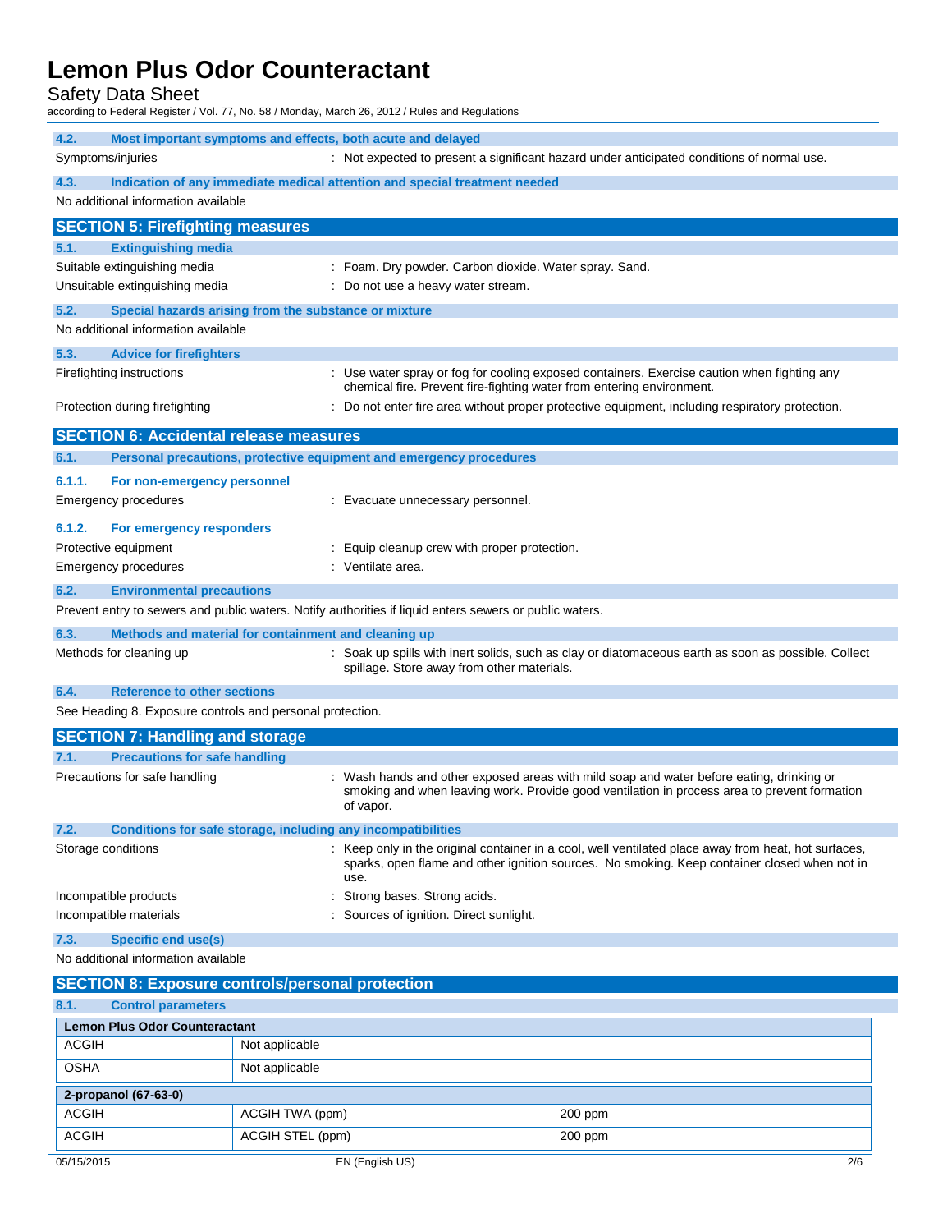### 4.2. Most important symptoms and effects, both acute and delayed

Symptoms/injuries : Not expected to present a significant hazard under anticipated conditions of normal use.

### 4.3. Indication of any immediate medical attention and special treatment needed

No additional information available

## SECTION 5: Firefighting measures

### 5.1. Extinguishing media

Suitable extinguishing media : Foam. Dry powder. Carbon dioxide. Water spray. Sand.

Unsuitable extinguishing media : Do not use a heavy water stream.

### 5.2. Special hazards arising from the substance or mixture

No additional information available

### 5.3. Advice for firefighters

Firefighting instructions : Use water spray or fog for cooling exposed containers. Exercise caution when fighting any chemical fire. Prevent fire-fighting water from entering environment.

Protection during firefighting : Do not enter fire area without proper protective equipment, including respiratory protection.

## SECTION 6: Accidental release measures

### 6.1. Personal precautions, protective equipment and emergency procedures

#### 6.1.1. For non-emergency personnel

Emergency procedures : Evacuate unnecessary personnel.

#### 6.1.2. For emergency responders

Protective equipment : Equip cleanup crew with proper protection.

Emergency procedures : Ventilate area.

### 6.2. Environmental precautions

Prevent entry to sewers and public waters. Notify authorities if liquid enters sewers or public waters.

### 6.3. Methods and material for containment and cleaning up

Methods for cleaning up : Soak up spills with inert solids, such as clay or diatomaceous earth as soon as possible. Collect spillage. Store away from other materials.

### 6.4. Reference to other sections

See Heading 8. Exposure controls and personal protection.

## SECTION 7: Handling and storage

### 7.1. Precautions for safe handling

Precautions for safe handling : Wash hands and other exposed areas with mild soap and water before eating, drinking or smoking and when leaving work. Provide good ventilation in process area to prevent formation of vapor.

### 7.2. Conditions for safe storage, including any incompatibilities

Storage conditions : Keep only in the original container in a cool, well ventilated place away from heat, hot surfaces, sparks, open flame and other ignition sources. No smoking. Keep container closed when not in use.

Incompatible products : Strong bases. Strong acids.

Incompatible materials : Sources of ignition. Direct sunlight.

### 7.3. Specific end use(s)

No additional information available

## SECTION 8: Exposure controls/personal protection

### 8.1. Control parameters

| Lemon Plus Odor Counteractant | | |
|---|---|---|
| ACGIH | Not applicable | |
| OSHA | Not applicable | |

| 2-propanol (67-63-0) | | |
|---|---|---|
| ACGIH | ACGIH TWA (ppm) | 200 ppm |
| ACGIH | ACGIH STEL (ppm) | 200 ppm |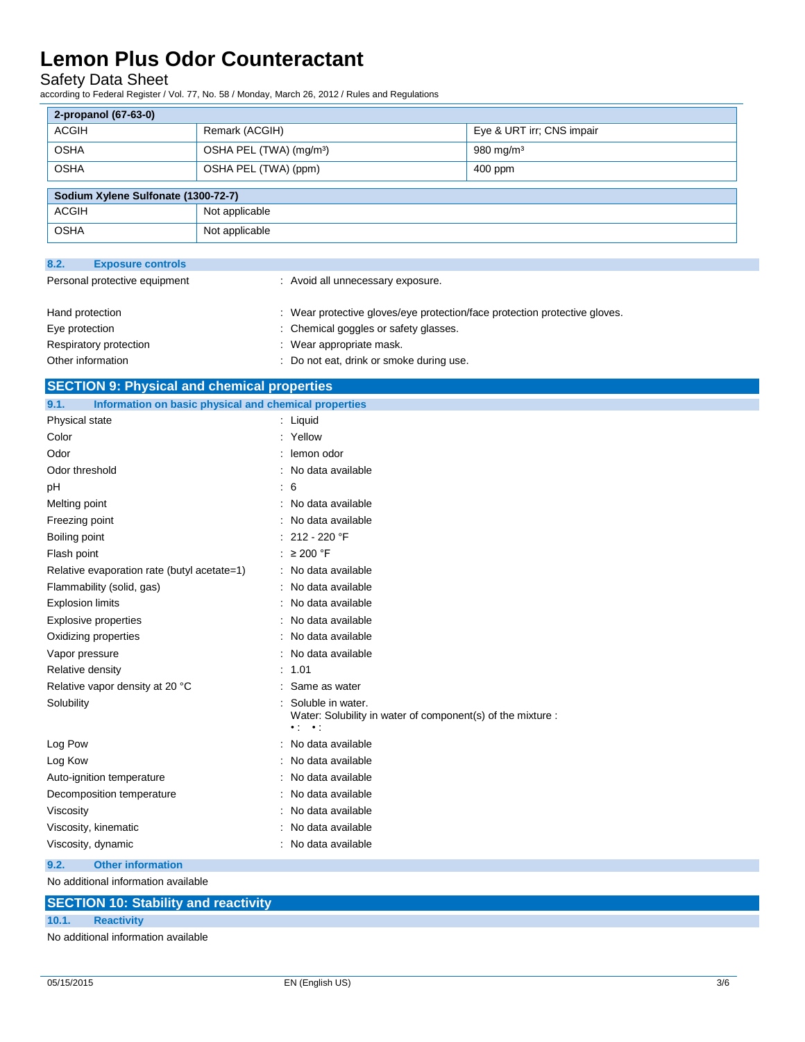| 2-propanol (67-63-0) | | |
|---|---|---|
| ACGIH | Remark (ACGIH) | Eye & URT irr; CNS impair |
| OSHA | OSHA PEL (TWA) (mg/m³) | 980 mg/m³ |
| OSHA | OSHA PEL (TWA) (ppm) | 400 ppm |

| Sodium Xylene Sulfonate (1300-72-7) | |
|---|---|
| ACGIH | Not applicable |
| OSHA | Not applicable |

### 8.2. Exposure controls

Personal protective equipment : Avoid all unnecessary exposure.

Hand protection : Wear protective gloves/eye protection/face protection protective gloves.

Eye protection : Chemical goggles or safety glasses.

Respiratory protection : Wear appropriate mask.

Other information : Do not eat, drink or smoke during use.

## SECTION 9: Physical and chemical properties

### 9.1. Information on basic physical and chemical properties

Physical state : Liquid

Color : Yellow

Odor : lemon odor

Odor threshold : No data available

pH : 6

Melting point : No data available

Freezing point : No data available

Boiling point : 212 - 220 °F

Flash point : ≥ 200 °F

Relative evaporation rate (butyl acetate=1) : No data available

Flammability (solid, gas) : No data available

Explosion limits : No data available

Explosive properties : No data available

Oxidizing properties : No data available

Vapor pressure : No data available

Relative density : 1.01

Relative vapor density at 20 °C : Same as water

Solubility : Soluble in water.
Water: Solubility in water of component(s) of the mixture :
• : • :

Log Pow : No data available

Log Kow : No data available

Auto-ignition temperature : No data available

Decomposition temperature : No data available

Viscosity : No data available

Viscosity, kinematic : No data available

Viscosity, dynamic : No data available

### 9.2. Other information

No additional information available

## SECTION 10: Stability and reactivity

### 10.1. Reactivity

No additional information available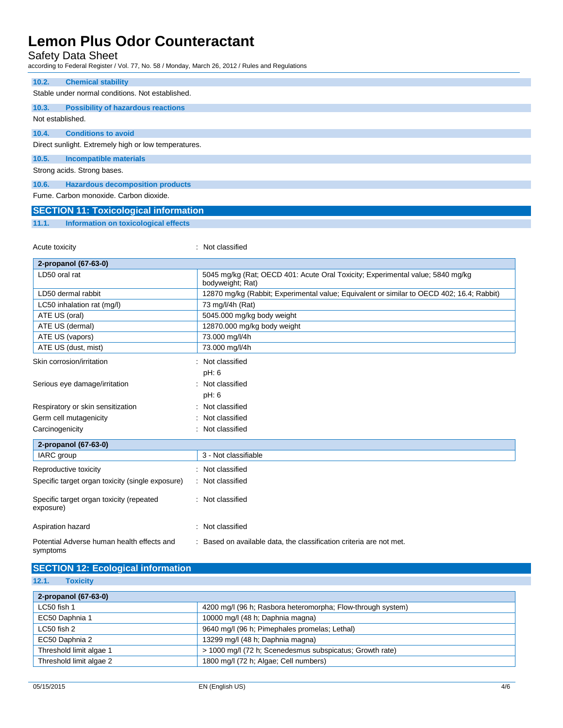### 10.2. Chemical stability

Stable under normal conditions. Not established.

### 10.3. Possibility of hazardous reactions

Not established.

### 10.4. Conditions to avoid

Direct sunlight. Extremely high or low temperatures.

### 10.5. Incompatible materials

Strong acids. Strong bases.

### 10.6. Hazardous decomposition products

Fume. Carbon monoxide. Carbon dioxide.

## SECTION 11: Toxicological information

### 11.1. Information on toxicological effects

Acute toxicity : Not classified

| 2-propanol (67-63-0) | |
|---|---|
| LD50 oral rat | 5045 mg/kg (Rat; OECD 401: Acute Oral Toxicity; Experimental value; 5840 mg/kg bodyweight; Rat) |
| LD50 dermal rabbit | 12870 mg/kg (Rabbit; Experimental value; Equivalent or similar to OECD 402; 16.4; Rabbit) |
| LC50 inhalation rat (mg/l) | 73 mg/l/4h (Rat) |
| ATE US (oral) | 5045.000 mg/kg body weight |
| ATE US (dermal) | 12870.000 mg/kg body weight |
| ATE US (vapors) | 73.000 mg/l/4h |
| ATE US (dust, mist) | 73.000 mg/l/4h |

Skin corrosion/irritation : Not classified

pH: 6

Serious eye damage/irritation : Not classified

pH: 6

Respiratory or skin sensitization : Not classified

Germ cell mutagenicity : Not classified

Carcinogenicity : Not classified

| 2-propanol (67-63-0) | |
|---|---|
| IARC group | 3 - Not classifiable |

Reproductive toxicity : Not classified

Specific target organ toxicity (single exposure) : Not classified

Specific target organ toxicity (repeated exposure) : Not classified

Aspiration hazard : Not classified

Potential Adverse human health effects and symptoms : Based on available data, the classification criteria are not met.

## SECTION 12: Ecological information

### 12.1. Toxicity

| 2-propanol (67-63-0) | |
|---|---|
| LC50 fish 1 | 4200 mg/l (96 h; Rasbora heteromorpha; Flow-through system) |
| EC50 Daphnia 1 | 10000 mg/l (48 h; Daphnia magna) |
| LC50 fish 2 | 9640 mg/l (96 h; Pimephales promelas; Lethal) |
| EC50 Daphnia 2 | 13299 mg/l (48 h; Daphnia magna) |
| Threshold limit algae 1 | > 1000 mg/l (72 h; Scenedesmus subspicatus; Growth rate) |
| Threshold limit algae 2 | 1800 mg/l (72 h; Algae; Cell numbers) |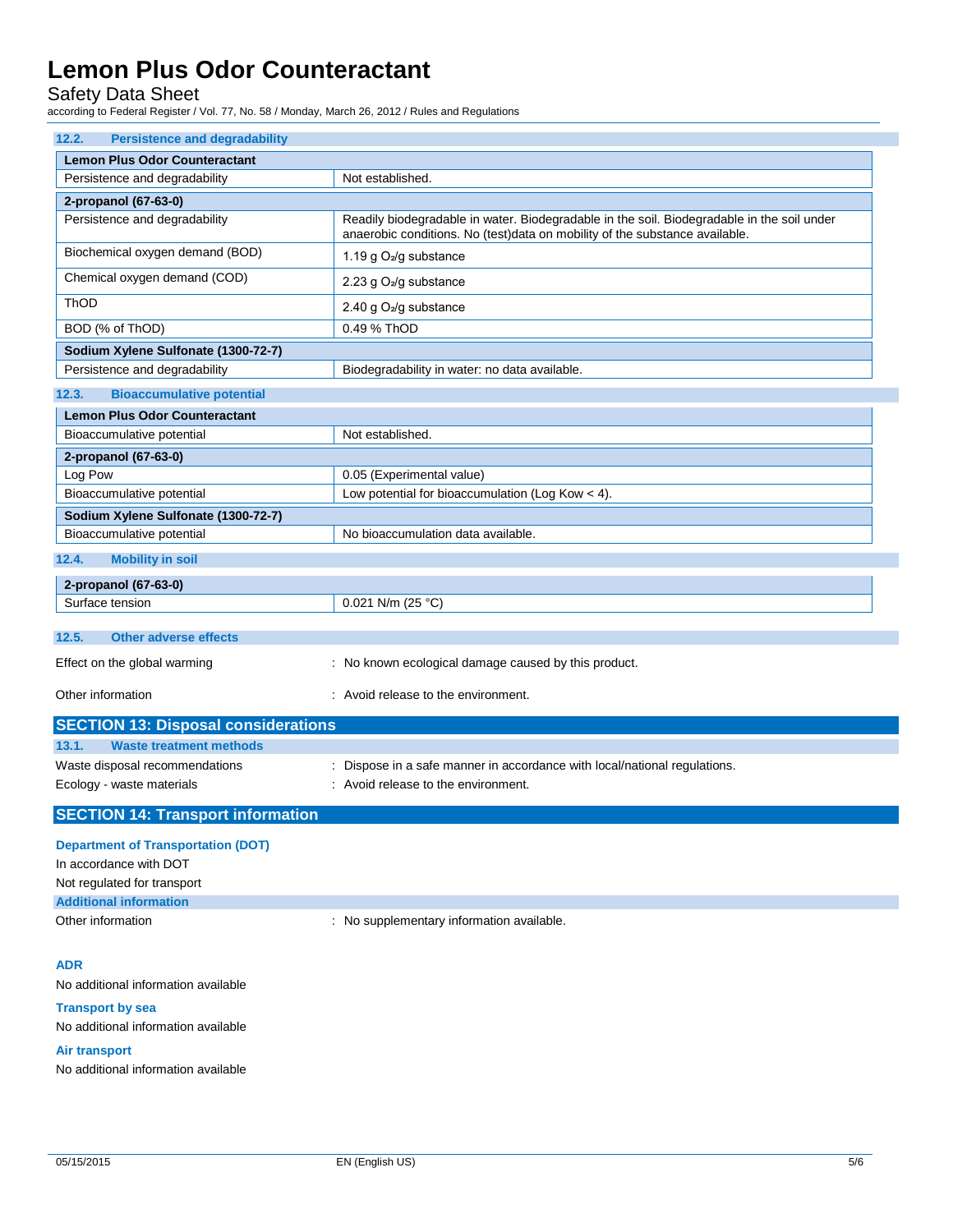### 12.2. Persistence and degradability

| Lemon Plus Odor Counteractant | |
|---|---|
| Persistence and degradability | Not established. |
| **2-propanol (67-63-0)** | |
| Persistence and degradability | Readily biodegradable in water. Biodegradable in the soil. Biodegradable in the soil under anaerobic conditions. No (test)data on mobility of the substance available. |
| Biochemical oxygen demand (BOD) | 1.19 g $O_2$/g substance |
| Chemical oxygen demand (COD) | 2.23 g $O_2$/g substance |
| ThOD | 2.40 g $O_2$/g substance |
| BOD (% of ThOD) | 0.49 % ThOD |
| **Sodium Xylene Sulfonate (1300-72-7)** | |
| Persistence and degradability | Biodegradability in water: no data available. |

### 12.3. Bioaccumulative potential

| Lemon Plus Odor Counteractant | |
|---|---|
| Bioaccumulative potential | Not established. |
| **2-propanol (67-63-0)** | |
| Log Pow | 0.05 (Experimental value) |
| Bioaccumulative potential | Low potential for bioaccumulation (Log Kow < 4). |
| **Sodium Xylene Sulfonate (1300-72-7)** | |
| Bioaccumulative potential | No bioaccumulation data available. |

### 12.4. Mobility in soil

| 2-propanol (67-63-0) | |
|---|---|
| Surface tension | 0.021 N/m (25 °C) |

### 12.5. Other adverse effects

Effect on the global warming : No known ecological damage caused by this product.

Other information : Avoid release to the environment.

## SECTION 13: Disposal considerations

### 13.1. Waste treatment methods

Waste disposal recommendations : Dispose in a safe manner in accordance with local/national regulations.

Ecology - waste materials : Avoid release to the environment.

## SECTION 14: Transport information

**Department of Transportation (DOT)**

In accordance with DOT

Not regulated for transport

**Additional information**

Other information : No supplementary information available.

**ADR**

No additional information available

**Transport by sea**

No additional information available

**Air transport**

No additional information available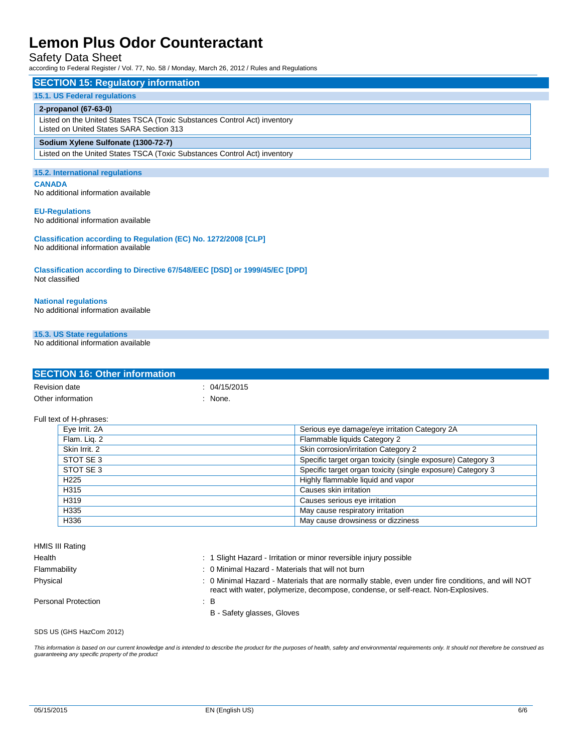## SECTION 15: Regulatory information

### 15.1. US Federal regulations

**2-propanol (67-63-0)**

Listed on the United States TSCA (Toxic Substances Control Act) inventory
Listed on United States SARA Section 313

**Sodium Xylene Sulfonate (1300-72-7)**

Listed on the United States TSCA (Toxic Substances Control Act) inventory

### 15.2. International regulations

**CANADA**

No additional information available

**EU-Regulations**

No additional information available

**Classification according to Regulation (EC) No. 1272/2008 [CLP]**

No additional information available

**Classification according to Directive 67/548/EEC [DSD] or 1999/45/EC [DPD]**

Not classified

**National regulations**

No additional information available

### 15.3. US State regulations

No additional information available

## SECTION 16: Other information

Revision date : 04/15/2015

Other information : None.

Full text of H-phrases:

| | |
|---|---|
| Eye Irrit. 2A | Serious eye damage/eye irritation Category 2A |
| Flam. Liq. 2 | Flammable liquids Category 2 |
| Skin Irrit. 2 | Skin corrosion/irritation Category 2 |
| STOT SE 3 | Specific target organ toxicity (single exposure) Category 3 |
| STOT SE 3 | Specific target organ toxicity (single exposure) Category 3 |
| H225 | Highly flammable liquid and vapor |
| H315 | Causes skin irritation |
| H319 | Causes serious eye irritation |
| H335 | May cause respiratory irritation |
| H336 | May cause drowsiness or dizziness |

HMIS III Rating

Health : 1 Slight Hazard - Irritation or minor reversible injury possible

Flammability : 0 Minimal Hazard - Materials that will not burn

Physical : 0 Minimal Hazard - Materials that are normally stable, even under fire conditions, and will NOT react with water, polymerize, decompose, condense, or self-react. Non-Explosives.

Personal Protection : B

B - Safety glasses, Gloves

SDS US (GHS HazCom 2012)

*This information is based on our current knowledge and is intended to describe the product for the purposes of health, safety and environmental requirements only. It should not therefore be construed as guaranteeing any specific property of the product*